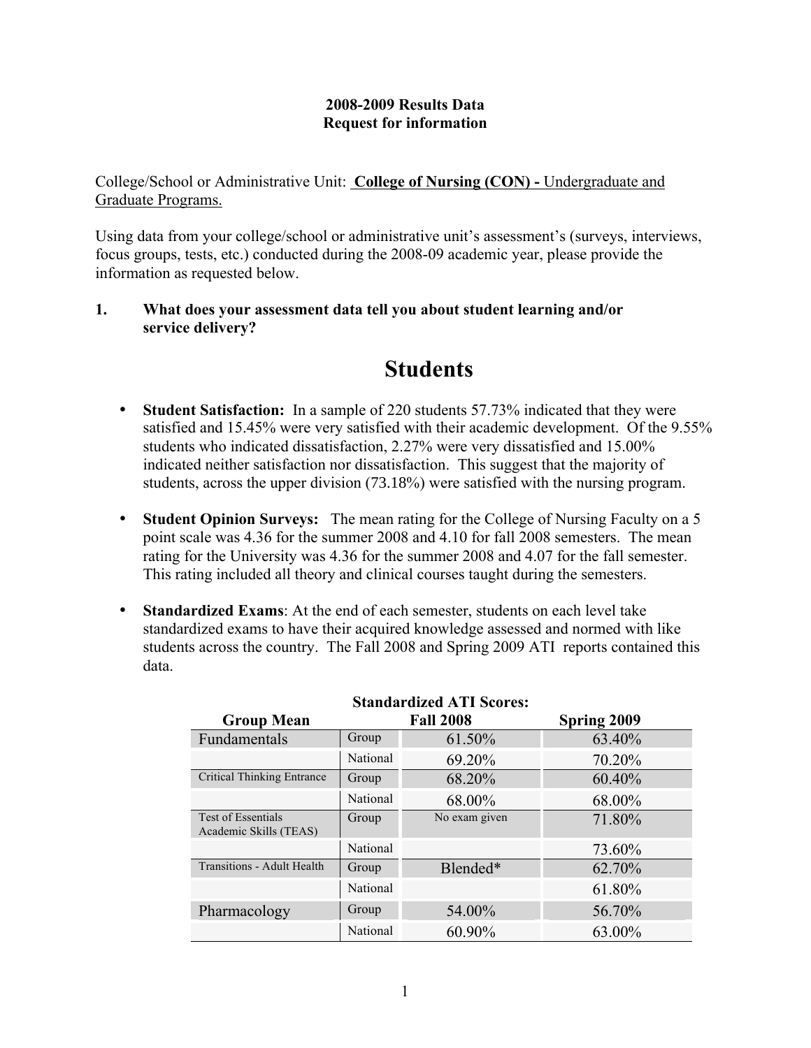**2008-2009 Results Data**
**Request for information**

College/School or Administrative Unit: **College of Nursing (CON) -** Undergraduate and Graduate Programs.

Using data from your college/school or administrative unit's assessment's (surveys, interviews, focus groups, tests, etc.) conducted during the 2008-09 academic year, please provide the information as requested below.

**1. What does your assessment data tell you about student learning and/or service delivery?**

# Students

- **Student Satisfaction:** In a sample of 220 students 57.73% indicated that they were satisfied and 15.45% were very satisfied with their academic development. Of the 9.55% students who indicated dissatisfaction, 2.27% were very dissatisfied and 15.00% indicated neither satisfaction nor dissatisfaction. This suggest that the majority of students, across the upper division (73.18%) were satisfied with the nursing program.

- **Student Opinion Surveys:** The mean rating for the College of Nursing Faculty on a 5 point scale was 4.36 for the summer 2008 and 4.10 for fall 2008 semesters. The mean rating for the University was 4.36 for the summer 2008 and 4.07 for the fall semester. This rating included all theory and clinical courses taught during the semesters.

- **Standardized Exams**: At the end of each semester, students on each level take standardized exams to have their acquired knowledge assessed and normed with like students across the country. The Fall 2008 and Spring 2009 ATI reports contained this data.

**Standardized ATI Scores:**

| Group Mean | | Fall 2008 | Spring 2009 |
|---|---|---|---|
| Fundamentals | Group | 61.50% | 63.40% |
| | National | 69.20% | 70.20% |
| Critical Thinking Entrance | Group | 68.20% | 60.40% |
| | National | 68.00% | 68.00% |
| Test of Essentials Academic Skills (TEAS) | Group | No exam given | 71.80% |
| | National | | 73.60% |
| Transitions - Adult Health | Group | Blended* | 62.70% |
| | National | | 61.80% |
| Pharmacology | Group | 54.00% | 56.70% |
| | National | 60.90% | 63.00% |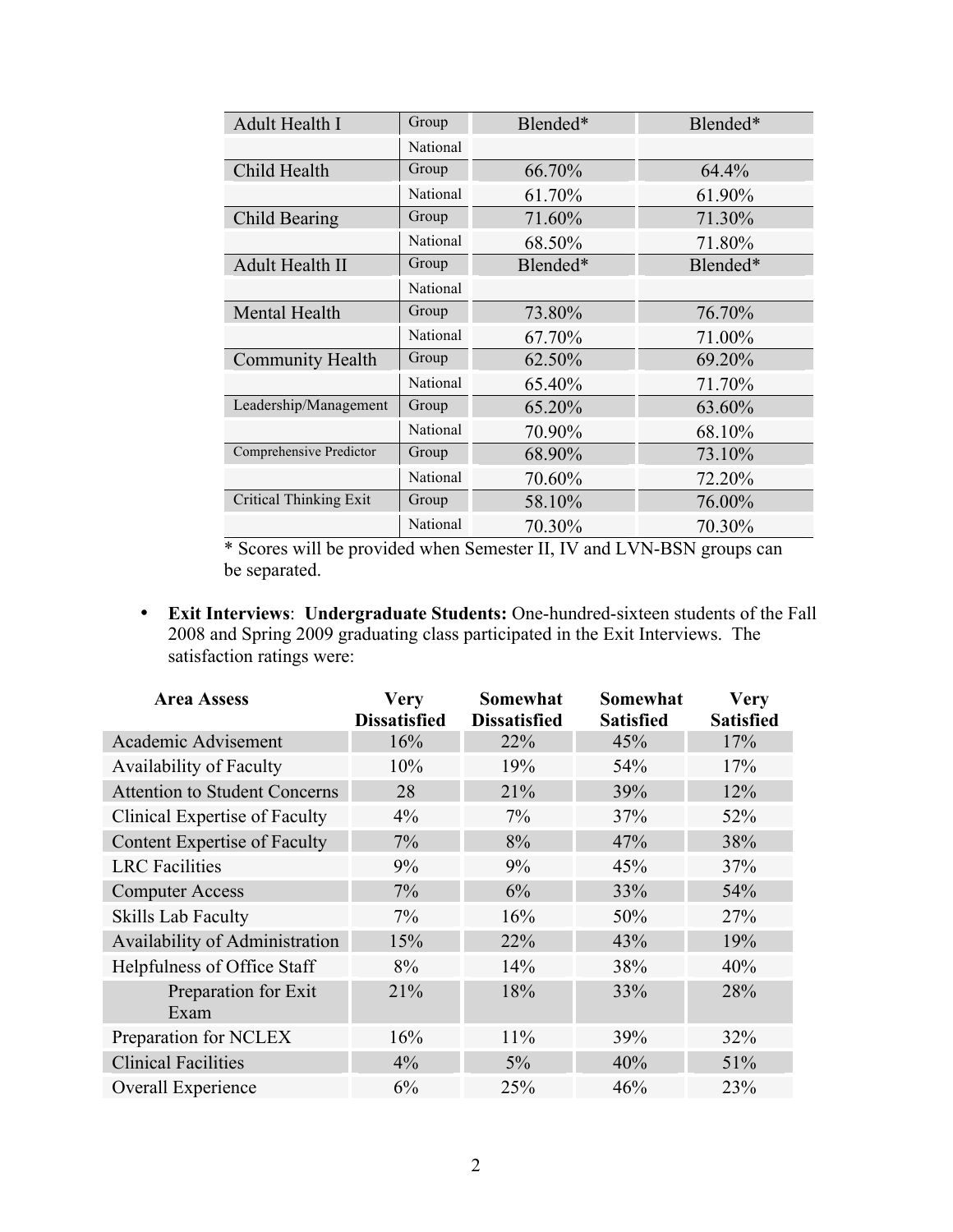| | | | |
|---|---|---|---|
| Adult Health I | Group | Blended* | Blended* |
| | National | | |
| Child Health | Group | 66.70% | 64.4% |
| | National | 61.70% | 61.90% |
| Child Bearing | Group | 71.60% | 71.30% |
| | National | 68.50% | 71.80% |
| Adult Health II | Group | Blended* | Blended* |
| | National | | |
| Mental Health | Group | 73.80% | 76.70% |
| | National | 67.70% | 71.00% |
| Community Health | Group | 62.50% | 69.20% |
| | National | 65.40% | 71.70% |
| Leadership/Management | Group | 65.20% | 63.60% |
| | National | 70.90% | 68.10% |
| Comprehensive Predictor | Group | 68.90% | 73.10% |
| | National | 70.60% | 72.20% |
| Critical Thinking Exit | Group | 58.10% | 76.00% |
| | National | 70.30% | 70.30% |

* Scores will be provided when Semester II, IV and LVN-BSN groups can be separated.

- **Exit Interviews**: **Undergraduate Students:** One-hundred-sixteen students of the Fall 2008 and Spring 2009 graduating class participated in the Exit Interviews. The satisfaction ratings were:

| Area Assess | Very Dissatisfied | Somewhat Dissatisfied | Somewhat Satisfied | Very Satisfied |
|---|---|---|---|---|
| Academic Advisement | 16% | 22% | 45% | 17% |
| Availability of Faculty | 10% | 19% | 54% | 17% |
| Attention to Student Concerns | 28 | 21% | 39% | 12% |
| Clinical Expertise of Faculty | 4% | 7% | 37% | 52% |
| Content Expertise of Faculty | 7% | 8% | 47% | 38% |
| LRC Facilities | 9% | 9% | 45% | 37% |
| Computer Access | 7% | 6% | 33% | 54% |
| Skills Lab Faculty | 7% | 16% | 50% | 27% |
| Availability of Administration | 15% | 22% | 43% | 19% |
| Helpfulness of Office Staff | 8% | 14% | 38% | 40% |
| Preparation for Exit Exam | 21% | 18% | 33% | 28% |
| Preparation for NCLEX | 16% | 11% | 39% | 32% |
| Clinical Facilities | 4% | 5% | 40% | 51% |
| Overall Experience | 6% | 25% | 46% | 23% |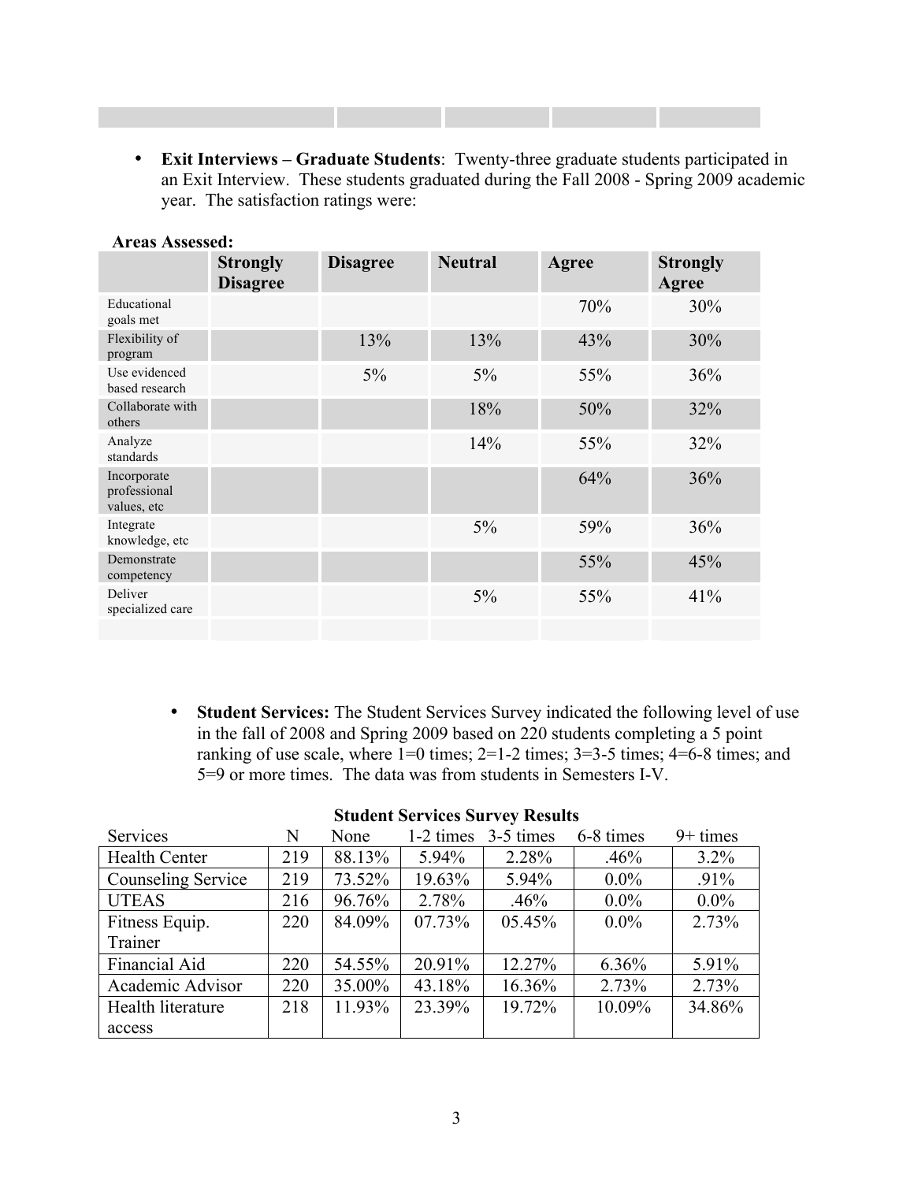- **Exit Interviews – Graduate Students**: Twenty-three graduate students participated in an Exit Interview. These students graduated during the Fall 2008 - Spring 2009 academic year. The satisfaction ratings were:

**Areas Assessed:**

| | Strongly Disagree | Disagree | Neutral | Agree | Strongly Agree |
|---|---|---|---|---|---|
| Educational goals met | | | | 70% | 30% |
| Flexibility of program | | 13% | 13% | 43% | 30% |
| Use evidenced based research | | 5% | 5% | 55% | 36% |
| Collaborate with others | | | 18% | 50% | 32% |
| Analyze standards | | | 14% | 55% | 32% |
| Incorporate professional values, etc | | | | 64% | 36% |
| Integrate knowledge, etc | | | 5% | 59% | 36% |
| Demonstrate competency | | | | 55% | 45% |
| Deliver specialized care | | | 5% | 55% | 41% |

- **Student Services:** The Student Services Survey indicated the following level of use in the fall of 2008 and Spring 2009 based on 220 students completing a 5 point ranking of use scale, where 1=0 times; 2=1-2 times; 3=3-5 times; 4=6-8 times; and 5=9 or more times. The data was from students in Semesters I-V.

**Student Services Survey Results**

| Services | N | None | 1-2 times | 3-5 times | 6-8 times | 9+ times |
|---|---|---|---|---|---|---|
| Health Center | 219 | 88.13% | 5.94% | 2.28% | .46% | 3.2% |
| Counseling Service | 219 | 73.52% | 19.63% | 5.94% | 0.0% | .91% |
| UTEAS | 216 | 96.76% | 2.78% | .46% | 0.0% | 0.0% |
| Fitness Equip. Trainer | 220 | 84.09% | 07.73% | 05.45% | 0.0% | 2.73% |
| Financial Aid | 220 | 54.55% | 20.91% | 12.27% | 6.36% | 5.91% |
| Academic Advisor | 220 | 35.00% | 43.18% | 16.36% | 2.73% | 2.73% |
| Health literature access | 218 | 11.93% | 23.39% | 19.72% | 10.09% | 34.86% |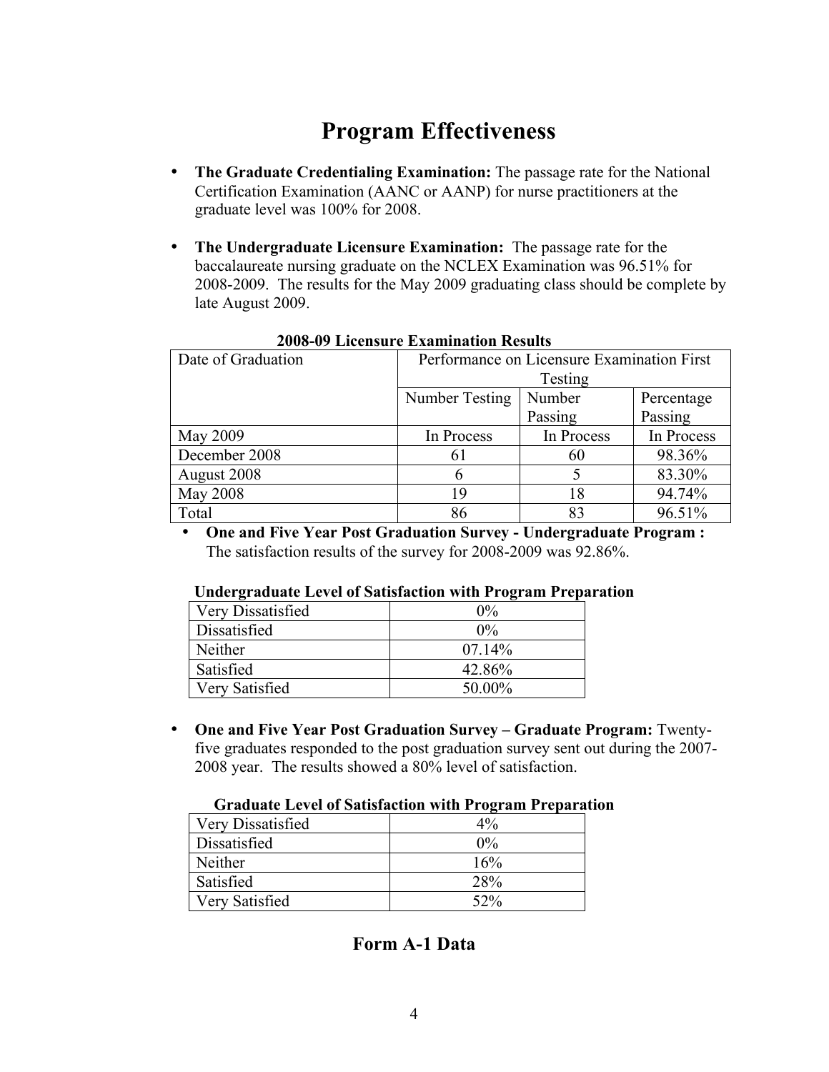# Program Effectiveness

- **The Graduate Credentialing Examination:** The passage rate for the National Certification Examination (AANC or AANP) for nurse practitioners at the graduate level was 100% for 2008.

- **The Undergraduate Licensure Examination:** The passage rate for the baccalaureate nursing graduate on the NCLEX Examination was 96.51% for 2008-2009. The results for the May 2009 graduating class should be complete by late August 2009.

**2008-09 Licensure Examination Results**

| Date of Graduation | Performance on Licensure Examination First Testing | | |
|---|---|---|---|
| | Number Testing | Number Passing | Percentage Passing |
| May 2009 | In Process | In Process | In Process |
| December 2008 | 61 | 60 | 98.36% |
| August 2008 | 6 | 5 | 83.30% |
| May 2008 | 19 | 18 | 94.74% |
| Total | 86 | 83 | 96.51% |

- **One and Five Year Post Graduation Survey - Undergraduate Program :** The satisfaction results of the survey for 2008-2009 was 92.86%.

**Undergraduate Level of Satisfaction with Program Preparation**

| | |
|---|---|
| Very Dissatisfied | 0% |
| Dissatisfied | 0% |
| Neither | 07.14% |
| Satisfied | 42.86% |
| Very Satisfied | 50.00% |

- **One and Five Year Post Graduation Survey – Graduate Program:** Twenty-five graduates responded to the post graduation survey sent out during the 2007-2008 year. The results showed a 80% level of satisfaction.

**Graduate Level of Satisfaction with Program Preparation**

| | |
|---|---|
| Very Dissatisfied | 4% |
| Dissatisfied | 0% |
| Neither | 16% |
| Satisfied | 28% |
| Very Satisfied | 52% |

## Form A-1 Data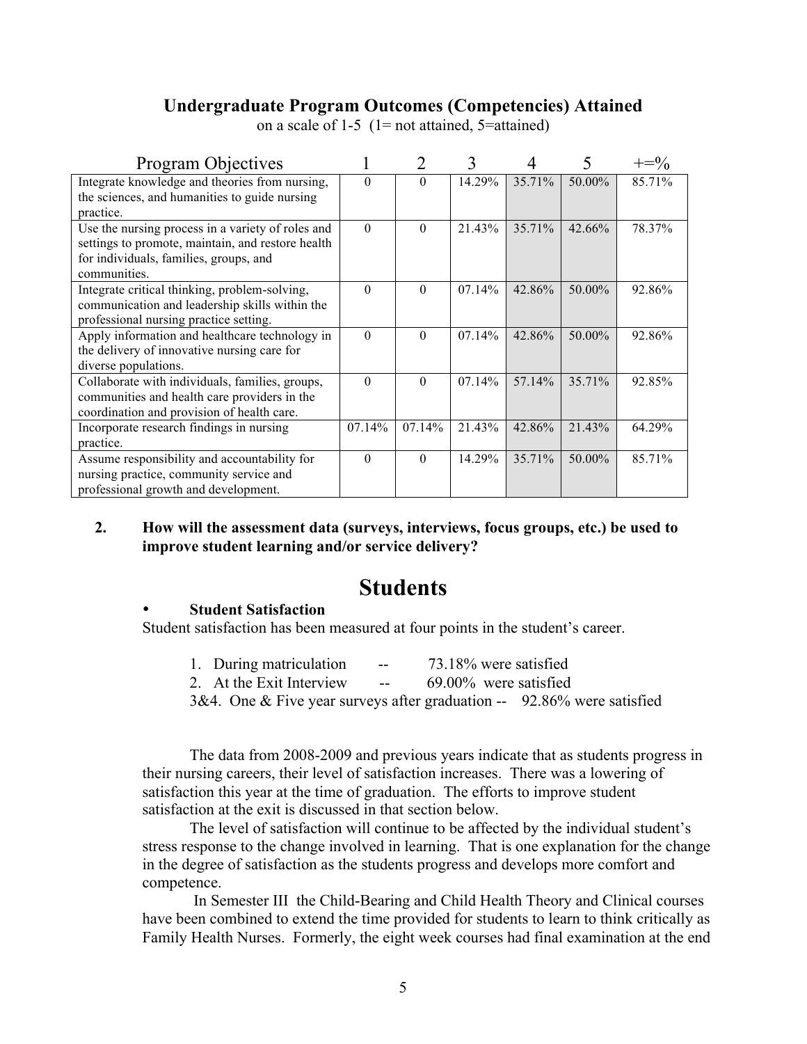## Undergraduate Program Outcomes (Competencies) Attained

on a scale of 1-5 (1= not attained, 5=attained)

| Program Objectives | 1 | 2 | 3 | 4 | 5 | +=% |
|---|---|---|---|---|---|---|
| Integrate knowledge and theories from nursing, the sciences, and humanities to guide nursing practice. | 0 | 0 | 14.29% | 35.71% | 50.00% | 85.71% |
| Use the nursing process in a variety of roles and settings to promote, maintain, and restore health for individuals, families, groups, and communities. | 0 | 0 | 21.43% | 35.71% | 42.66% | 78.37% |
| Integrate critical thinking, problem-solving, communication and leadership skills within the professional nursing practice setting. | 0 | 0 | 07.14% | 42.86% | 50.00% | 92.86% |
| Apply information and healthcare technology in the delivery of innovative nursing care for diverse populations. | 0 | 0 | 07.14% | 42.86% | 50.00% | 92.86% |
| Collaborate with individuals, families, groups, communities and health care providers in the coordination and provision of health care. | 0 | 0 | 07.14% | 57.14% | 35.71% | 92.85% |
| Incorporate research findings in nursing practice. | 07.14% | 07.14% | 21.43% | 42.86% | 21.43% | 64.29% |
| Assume responsibility and accountability for nursing practice, community service and professional growth and development. | 0 | 0 | 14.29% | 35.71% | 50.00% | 85.71% |

**2. How will the assessment data (surveys, interviews, focus groups, etc.) be used to improve student learning and/or service delivery?**

# Students

- **Student Satisfaction**

Student satisfaction has been measured at four points in the student's career.

1. During matriculation -- 73.18% were satisfied
2. At the Exit Interview -- 69.00% were satisfied

3&4. One & Five year surveys after graduation -- 92.86% were satisfied

The data from 2008-2009 and previous years indicate that as students progress in their nursing careers, their level of satisfaction increases. There was a lowering of satisfaction this year at the time of graduation. The efforts to improve student satisfaction at the exit is discussed in that section below.

The level of satisfaction will continue to be affected by the individual student's stress response to the change involved in learning. That is one explanation for the change in the degree of satisfaction as the students progress and develops more comfort and competence.

In Semester III the Child-Bearing and Child Health Theory and Clinical courses have been combined to extend the time provided for students to learn to think critically as Family Health Nurses. Formerly, the eight week courses had final examination at the end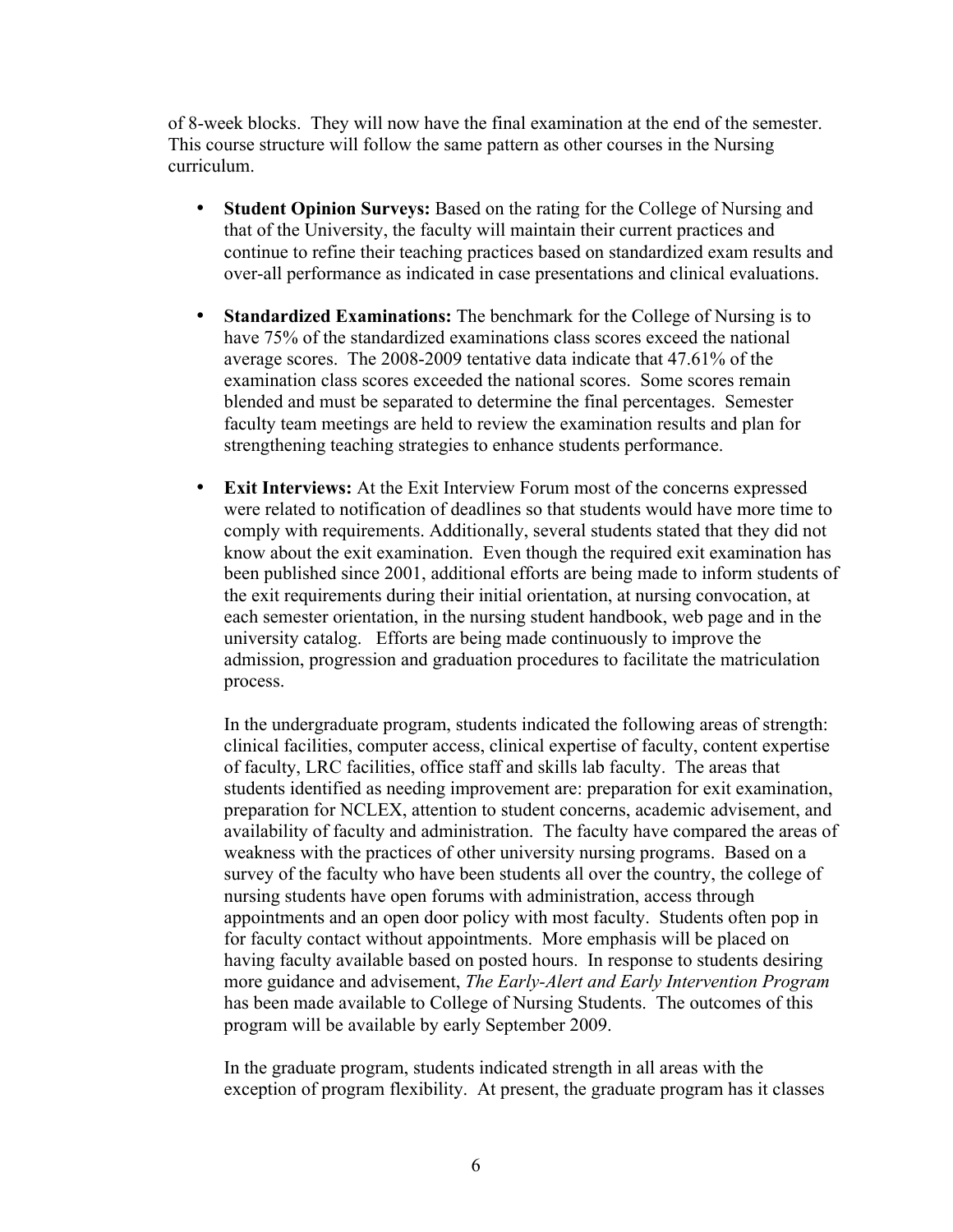of 8-week blocks. They will now have the final examination at the end of the semester. This course structure will follow the same pattern as other courses in the Nursing curriculum.

- **Student Opinion Surveys:** Based on the rating for the College of Nursing and that of the University, the faculty will maintain their current practices and continue to refine their teaching practices based on standardized exam results and over-all performance as indicated in case presentations and clinical evaluations.

- **Standardized Examinations:** The benchmark for the College of Nursing is to have 75% of the standardized examinations class scores exceed the national average scores. The 2008-2009 tentative data indicate that 47.61% of the examination class scores exceeded the national scores. Some scores remain blended and must be separated to determine the final percentages. Semester faculty team meetings are held to review the examination results and plan for strengthening teaching strategies to enhance students performance.

- **Exit Interviews:** At the Exit Interview Forum most of the concerns expressed were related to notification of deadlines so that students would have more time to comply with requirements. Additionally, several students stated that they did not know about the exit examination. Even though the required exit examination has been published since 2001, additional efforts are being made to inform students of the exit requirements during their initial orientation, at nursing convocation, at each semester orientation, in the nursing student handbook, web page and in the university catalog. Efforts are being made continuously to improve the admission, progression and graduation procedures to facilitate the matriculation process.

  In the undergraduate program, students indicated the following areas of strength: clinical facilities, computer access, clinical expertise of faculty, content expertise of faculty, LRC facilities, office staff and skills lab faculty. The areas that students identified as needing improvement are: preparation for exit examination, preparation for NCLEX, attention to student concerns, academic advisement, and availability of faculty and administration. The faculty have compared the areas of weakness with the practices of other university nursing programs. Based on a survey of the faculty who have been students all over the country, the college of nursing students have open forums with administration, access through appointments and an open door policy with most faculty. Students often pop in for faculty contact without appointments. More emphasis will be placed on having faculty available based on posted hours. In response to students desiring more guidance and advisement, *The Early-Alert and Early Intervention Program* has been made available to College of Nursing Students. The outcomes of this program will be available by early September 2009.

  In the graduate program, students indicated strength in all areas with the exception of program flexibility. At present, the graduate program has it classes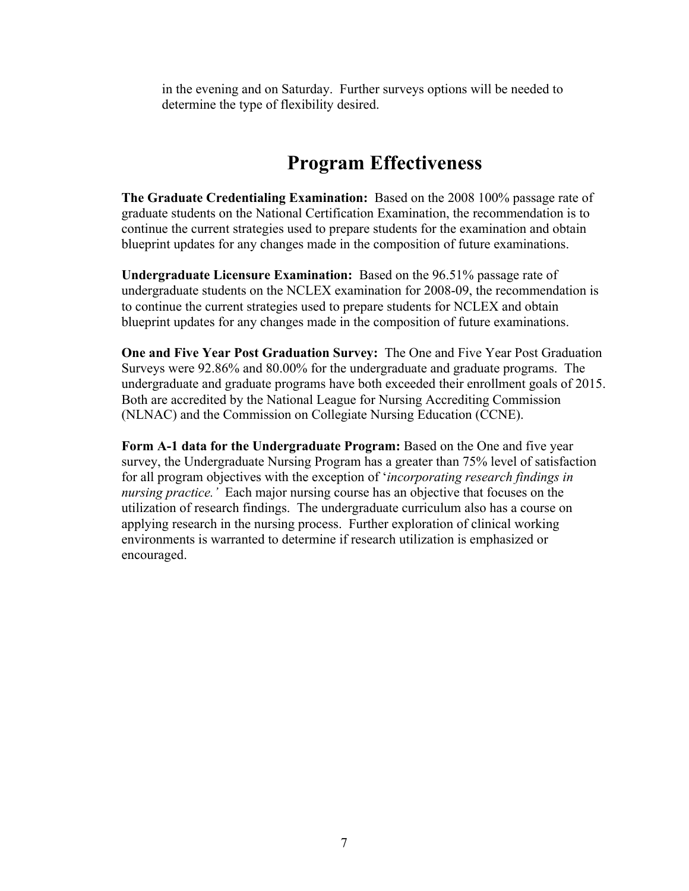in the evening and on Saturday. Further surveys options will be needed to determine the type of flexibility desired.

# Program Effectiveness

**The Graduate Credentialing Examination:** Based on the 2008 100% passage rate of graduate students on the National Certification Examination, the recommendation is to continue the current strategies used to prepare students for the examination and obtain blueprint updates for any changes made in the composition of future examinations.

**Undergraduate Licensure Examination:** Based on the 96.51% passage rate of undergraduate students on the NCLEX examination for 2008-09, the recommendation is to continue the current strategies used to prepare students for NCLEX and obtain blueprint updates for any changes made in the composition of future examinations.

**One and Five Year Post Graduation Survey:** The One and Five Year Post Graduation Surveys were 92.86% and 80.00% for the undergraduate and graduate programs. The undergraduate and graduate programs have both exceeded their enrollment goals of 2015. Both are accredited by the National League for Nursing Accrediting Commission (NLNAC) and the Commission on Collegiate Nursing Education (CCNE).

**Form A-1 data for the Undergraduate Program:** Based on the One and five year survey, the Undergraduate Nursing Program has a greater than 75% level of satisfaction for all program objectives with the exception of '*incorporating research findings in nursing practice.'* Each major nursing course has an objective that focuses on the utilization of research findings. The undergraduate curriculum also has a course on applying research in the nursing process. Further exploration of clinical working environments is warranted to determine if research utilization is emphasized or encouraged.